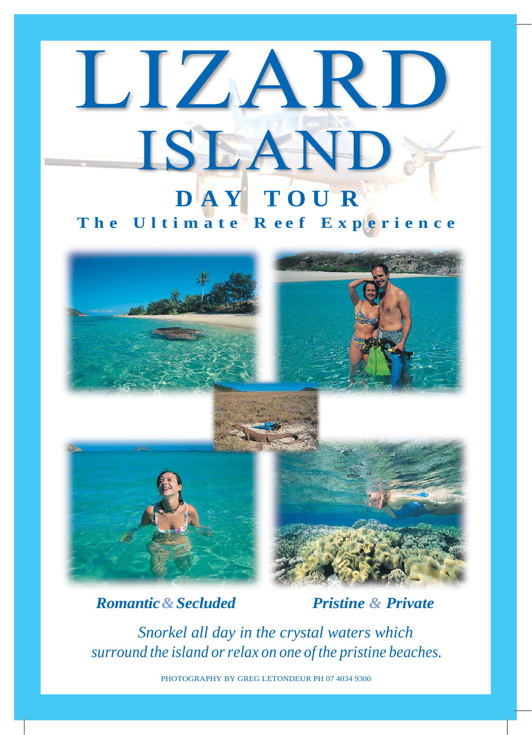# LIZARD ISLAND

## DAY TOUR

### The Ultimate Reef Experience

***Romantic & Secluded*** ***Pristine & Private***

*Snorkel all day in the crystal waters which surround the island or relax on one of the pristine beaches.*

PHOTOGRAPHY BY GREG LETONDEUR PH 07 4034 9300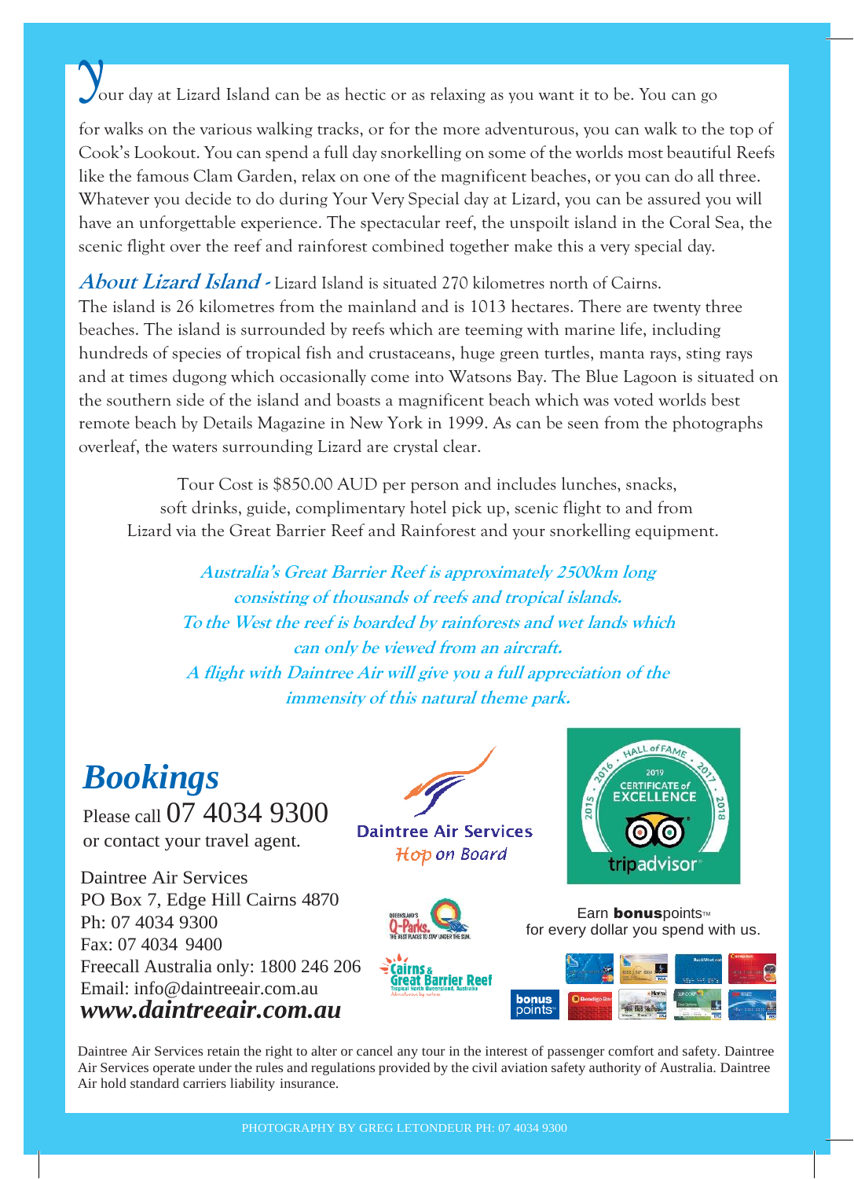Your day at Lizard Island can be as hectic or as relaxing as you want it to be. You can go for walks on the various walking tracks, or for the more adventurous, you can walk to the top of Cook's Lookout. You can spend a full day snorkelling on some of the worlds most beautiful Reefs like the famous Clam Garden, relax on one of the magnificent beaches, or you can do all three. Whatever you decide to do during Your Very Special day at Lizard, you can be assured you will have an unforgettable experience. The spectacular reef, the unspoilt island in the Coral Sea, the scenic flight over the reef and rainforest combined together make this a very special day.

***About Lizard Island -*** Lizard Island is situated 270 kilometres north of Cairns. The island is 26 kilometres from the mainland and is 1013 hectares. There are twenty three beaches. The island is surrounded by reefs which are teeming with marine life, including hundreds of species of tropical fish and crustaceans, huge green turtles, manta rays, sting rays and at times dugong which occasionally come into Watsons Bay. The Blue Lagoon is situated on the southern side of the island and boasts a magnificent beach which was voted worlds best remote beach by Details Magazine in New York in 1999. As can be seen from the photographs overleaf, the waters surrounding Lizard are crystal clear.

Tour Cost is $850.00 AUD per person and includes lunches, snacks, soft drinks, guide, complimentary hotel pick up, scenic flight to and from Lizard via the Great Barrier Reef and Rainforest and your snorkelling equipment.

***Australia's Great Barrier Reef is approximately 2500km long consisting of thousands of reefs and tropical islands. To the West the reef is boarded by rainforests and wet lands which can only be viewed from an aircraft. A flight with Daintree Air will give you a full appreciation of the immensity of this natural theme park.***

## *Bookings*

Please call 07 4034 9300
or contact your travel agent.

Daintree Air Services
PO Box 7, Edge Hill Cairns 4870
Ph: 07 4034 9300
Fax: 07 4034 9400
Freecall Australia only: 1800 246 206
Email: info@daintreeair.com.au
***www.daintreeair.com.au***

Daintree Air Services
*Hop on Board*

HALL of FAME
2015 · 2016 · 2017 · 2018
2019
CERTIFICATE of EXCELLENCE
tripadvisor

Queensland's Q-Parks. The best places to stay under the sun.

Cairns & Great Barrier Reef
Tropical North Queensland, Australia

Earn **bonus**points™
for every dollar you spend with us.

bonus points

Daintree Air Services retain the right to alter or cancel any tour in the interest of passenger comfort and safety. Daintree Air Services operate under the rules and regulations provided by the civil aviation safety authority of Australia. Daintree Air hold standard carriers liability insurance.

PHOTOGRAPHY BY GREG LETONDEUR PH: 07 4034 9300